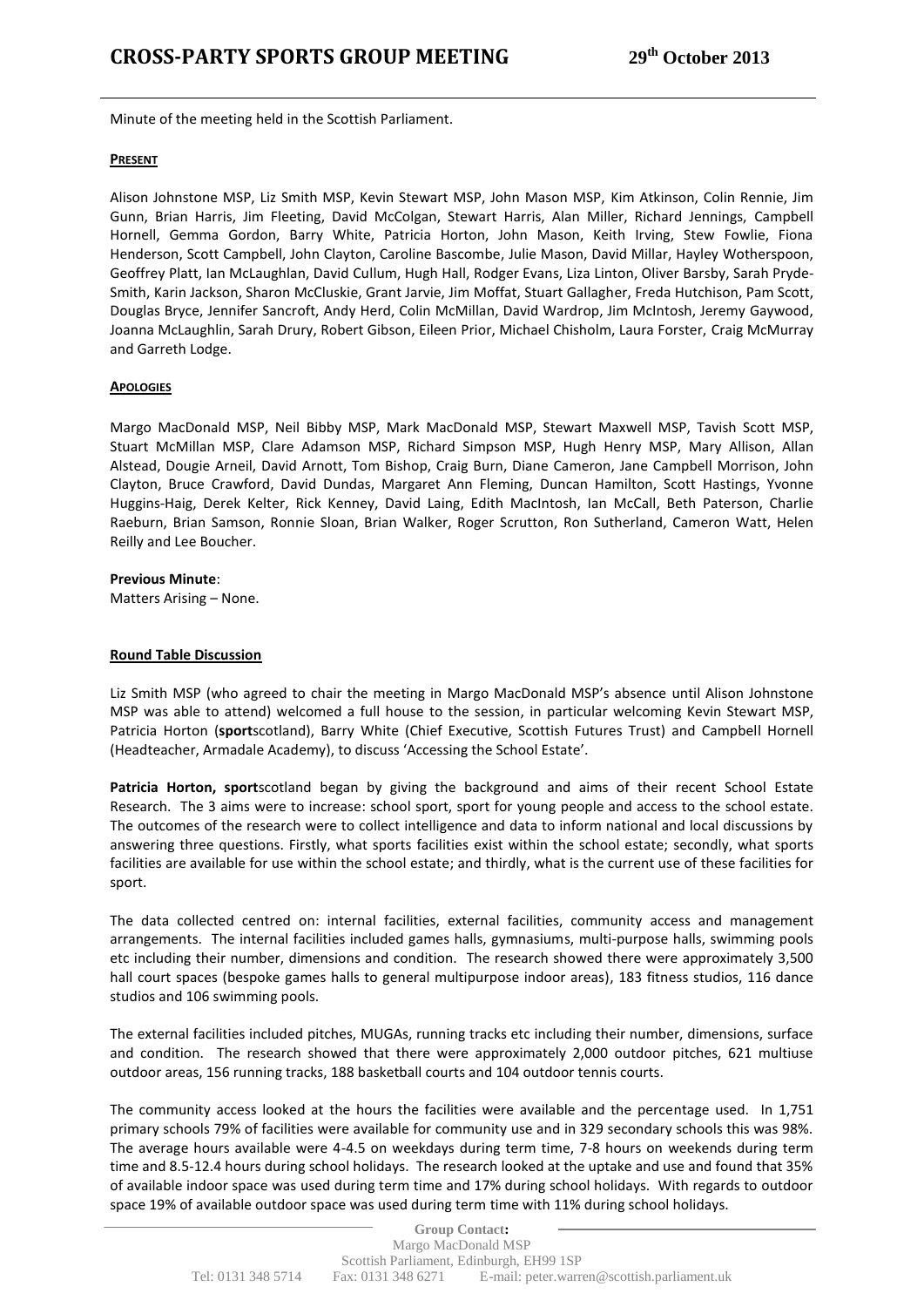# CROSS-PARTY SPORTS GROUP MEETING 29th October 2013

Minute of the meeting held in the Scottish Parliament.

**PRESENT**

Alison Johnstone MSP, Liz Smith MSP, Kevin Stewart MSP, John Mason MSP, Kim Atkinson, Colin Rennie, Jim Gunn, Brian Harris, Jim Fleeting, David McColgan, Stewart Harris, Alan Miller, Richard Jennings, Campbell Hornell, Gemma Gordon, Barry White, Patricia Horton, John Mason, Keith Irving, Stew Fowlie, Fiona Henderson, Scott Campbell, John Clayton, Caroline Bascombe, Julie Mason, David Millar, Hayley Wotherspoon, Geoffrey Platt, Ian McLaughlan, David Cullum, Hugh Hall, Rodger Evans, Liza Linton, Oliver Barsby, Sarah Pryde-Smith, Karin Jackson, Sharon McCluskie, Grant Jarvie, Jim Moffat, Stuart Gallagher, Freda Hutchison, Pam Scott, Douglas Bryce, Jennifer Sancroft, Andy Herd, Colin McMillan, David Wardrop, Jim McIntosh, Jeremy Gaywood, Joanna McLaughlin, Sarah Drury, Robert Gibson, Eileen Prior, Michael Chisholm, Laura Forster, Craig McMurray and Garreth Lodge.

**APOLOGIES**

Margo MacDonald MSP, Neil Bibby MSP, Mark MacDonald MSP, Stewart Maxwell MSP, Tavish Scott MSP, Stuart McMillan MSP, Clare Adamson MSP, Richard Simpson MSP, Hugh Henry MSP, Mary Allison, Allan Alstead, Dougie Arneil, David Arnott, Tom Bishop, Craig Burn, Diane Cameron, Jane Campbell Morrison, John Clayton, Bruce Crawford, David Dundas, Margaret Ann Fleming, Duncan Hamilton, Scott Hastings, Yvonne Huggins-Haig, Derek Kelter, Rick Kenney, David Laing, Edith MacIntosh, Ian McCall, Beth Paterson, Charlie Raeburn, Brian Samson, Ronnie Sloan, Brian Walker, Roger Scrutton, Ron Sutherland, Cameron Watt, Helen Reilly and Lee Boucher.

**Previous Minute**:
Matters Arising – None.

**Round Table Discussion**

Liz Smith MSP (who agreed to chair the meeting in Margo MacDonald MSP's absence until Alison Johnstone MSP was able to attend) welcomed a full house to the session, in particular welcoming Kevin Stewart MSP, Patricia Horton (**sport**scotland), Barry White (Chief Executive, Scottish Futures Trust) and Campbell Hornell (Headteacher, Armadale Academy), to discuss 'Accessing the School Estate'.

**Patricia Horton, sport**scotland began by giving the background and aims of their recent School Estate Research. The 3 aims were to increase: school sport, sport for young people and access to the school estate. The outcomes of the research were to collect intelligence and data to inform national and local discussions by answering three questions. Firstly, what sports facilities exist within the school estate; secondly, what sports facilities are available for use within the school estate; and thirdly, what is the current use of these facilities for sport.

The data collected centred on: internal facilities, external facilities, community access and management arrangements. The internal facilities included games halls, gymnasiums, multi-purpose halls, swimming pools etc including their number, dimensions and condition. The research showed there were approximately 3,500 hall court spaces (bespoke games halls to general multipurpose indoor areas), 183 fitness studios, 116 dance studios and 106 swimming pools.

The external facilities included pitches, MUGAs, running tracks etc including their number, dimensions, surface and condition. The research showed that there were approximately 2,000 outdoor pitches, 621 multiuse outdoor areas, 156 running tracks, 188 basketball courts and 104 outdoor tennis courts.

The community access looked at the hours the facilities were available and the percentage used. In 1,751 primary schools 79% of facilities were available for community use and in 329 secondary schools this was 98%. The average hours available were 4-4.5 on weekdays during term time, 7-8 hours on weekends during term time and 8.5-12.4 hours during school holidays. The research looked at the uptake and use and found that 35% of available indoor space was used during term time and 17% during school holidays. With regards to outdoor space 19% of available outdoor space was used during term time with 11% during school holidays.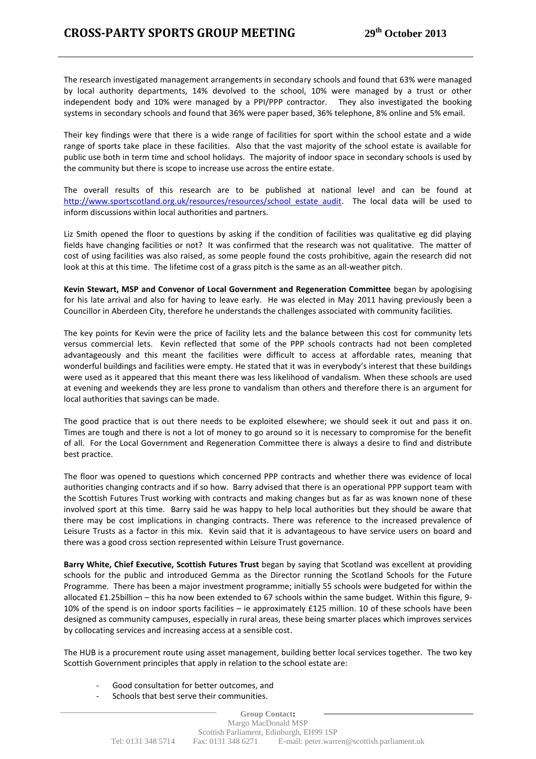The research investigated management arrangements in secondary schools and found that 63% were managed by local authority departments, 14% devolved to the school, 10% were managed by a trust or other independent body and 10% were managed by a PPI/PPP contractor. They also investigated the booking systems in secondary schools and found that 36% were paper based, 36% telephone, 8% online and 5% email.

Their key findings were that there is a wide range of facilities for sport within the school estate and a wide range of sports take place in these facilities. Also that the vast majority of the school estate is available for public use both in term time and school holidays. The majority of indoor space in secondary schools is used by the community but there is scope to increase use across the entire estate.

The overall results of this research are to be published at national level and can be found at [http://www.sportscotland.org.uk/resources/resources/school_estate_audit](http://www.sportscotland.org.uk/resources/resources/school_estate_audit). The local data will be used to inform discussions within local authorities and partners.

Liz Smith opened the floor to questions by asking if the condition of facilities was qualitative eg did playing fields have changing facilities or not? It was confirmed that the research was not qualitative. The matter of cost of using facilities was also raised, as some people found the costs prohibitive, again the research did not look at this at this time. The lifetime cost of a grass pitch is the same as an all-weather pitch.

**Kevin Stewart, MSP and Convenor of Local Government and Regeneration Committee** began by apologising for his late arrival and also for having to leave early. He was elected in May 2011 having previously been a Councillor in Aberdeen City, therefore he understands the challenges associated with community facilities.

The key points for Kevin were the price of facility lets and the balance between this cost for community lets versus commercial lets. Kevin reflected that some of the PPP schools contracts had not been completed advantageously and this meant the facilities were difficult to access at affordable rates, meaning that wonderful buildings and facilities were empty. He stated that it was in everybody's interest that these buildings were used as it appeared that this meant there was less likelihood of vandalism. When these schools are used at evening and weekends they are less prone to vandalism than others and therefore there is an argument for local authorities that savings can be made.

The good practice that is out there needs to be exploited elsewhere; we should seek it out and pass it on. Times are tough and there is not a lot of money to go around so it is necessary to compromise for the benefit of all. For the Local Government and Regeneration Committee there is always a desire to find and distribute best practice.

The floor was opened to questions which concerned PPP contracts and whether there was evidence of local authorities changing contracts and if so how. Barry advised that there is an operational PPP support team with the Scottish Futures Trust working with contracts and making changes but as far as was known none of these involved sport at this time. Barry said he was happy to help local authorities but they should be aware that there may be cost implications in changing contracts. There was reference to the increased prevalence of Leisure Trusts as a factor in this mix. Kevin said that it is advantageous to have service users on board and there was a good cross section represented within Leisure Trust governance.

**Barry White, Chief Executive, Scottish Futures Trust** began by saying that Scotland was excellent at providing schools for the public and introduced Gemma as the Director running the Scotland Schools for the Future Programme. There has been a major investment programme; initially 55 schools were budgeted for within the allocated £1.25billion – this ha now been extended to 67 schools within the same budget. Within this figure, 9-10% of the spend is on indoor sports facilities – ie approximately £125 million. 10 of these schools have been designed as community campuses, especially in rural areas, these being smarter places which improves services by collocating services and increasing access at a sensible cost.

The HUB is a procurement route using asset management, building better local services together. The two key Scottish Government principles that apply in relation to the school estate are:

- Good consultation for better outcomes, and
- Schools that best serve their communities.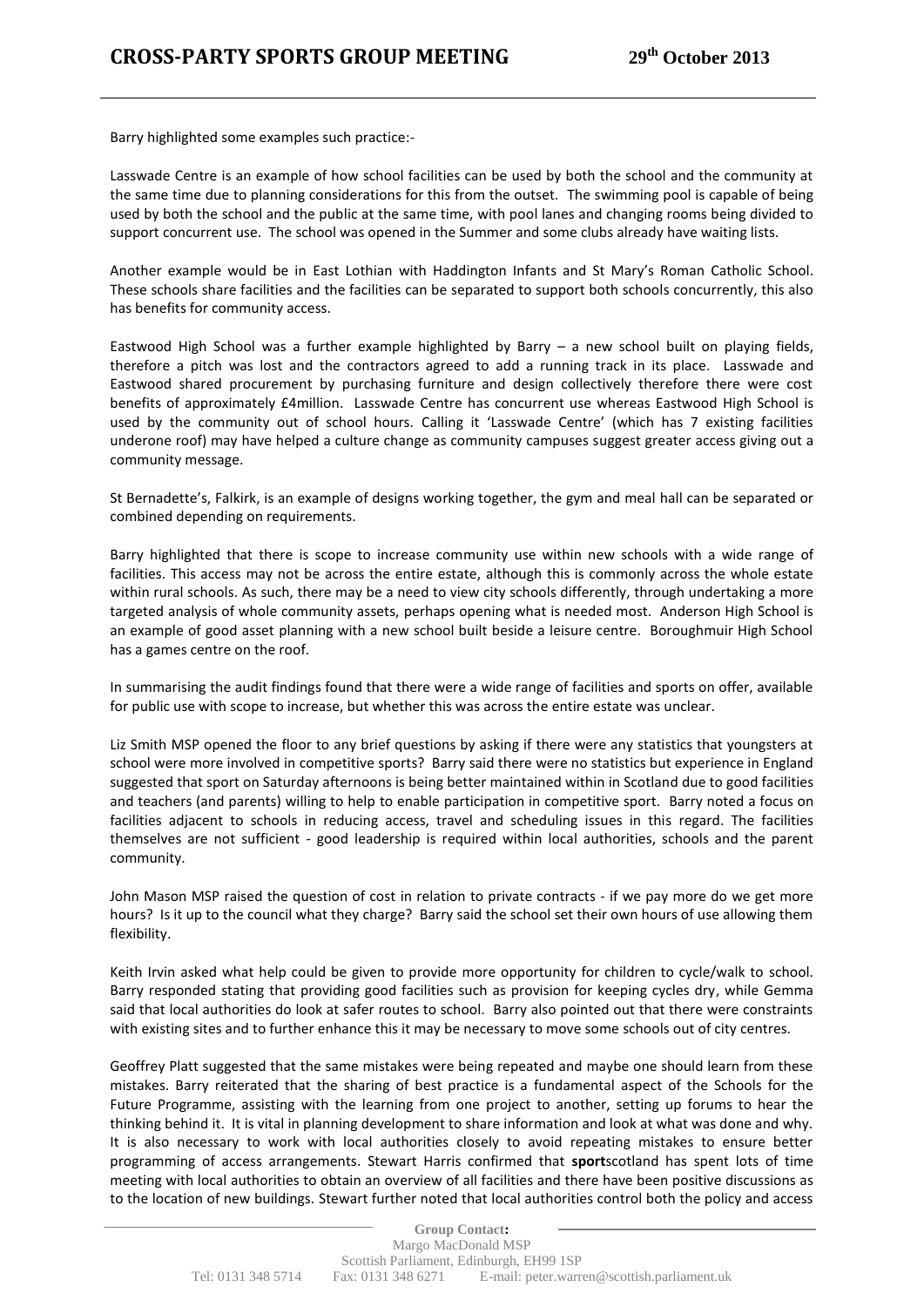Barry highlighted some examples such practice:-

Lasswade Centre is an example of how school facilities can be used by both the school and the community at the same time due to planning considerations for this from the outset. The swimming pool is capable of being used by both the school and the public at the same time, with pool lanes and changing rooms being divided to support concurrent use. The school was opened in the Summer and some clubs already have waiting lists.

Another example would be in East Lothian with Haddington Infants and St Mary's Roman Catholic School. These schools share facilities and the facilities can be separated to support both schools concurrently, this also has benefits for community access.

Eastwood High School was a further example highlighted by Barry – a new school built on playing fields, therefore a pitch was lost and the contractors agreed to add a running track in its place. Lasswade and Eastwood shared procurement by purchasing furniture and design collectively therefore there were cost benefits of approximately £4million. Lasswade Centre has concurrent use whereas Eastwood High School is used by the community out of school hours. Calling it 'Lasswade Centre' (which has 7 existing facilities underone roof) may have helped a culture change as community campuses suggest greater access giving out a community message.

St Bernadette's, Falkirk, is an example of designs working together, the gym and meal hall can be separated or combined depending on requirements.

Barry highlighted that there is scope to increase community use within new schools with a wide range of facilities. This access may not be across the entire estate, although this is commonly across the whole estate within rural schools. As such, there may be a need to view city schools differently, through undertaking a more targeted analysis of whole community assets, perhaps opening what is needed most. Anderson High School is an example of good asset planning with a new school built beside a leisure centre. Boroughmuir High School has a games centre on the roof.

In summarising the audit findings found that there were a wide range of facilities and sports on offer, available for public use with scope to increase, but whether this was across the entire estate was unclear.

Liz Smith MSP opened the floor to any brief questions by asking if there were any statistics that youngsters at school were more involved in competitive sports? Barry said there were no statistics but experience in England suggested that sport on Saturday afternoons is being better maintained within in Scotland due to good facilities and teachers (and parents) willing to help to enable participation in competitive sport. Barry noted a focus on facilities adjacent to schools in reducing access, travel and scheduling issues in this regard. The facilities themselves are not sufficient - good leadership is required within local authorities, schools and the parent community.

John Mason MSP raised the question of cost in relation to private contracts - if we pay more do we get more hours? Is it up to the council what they charge? Barry said the school set their own hours of use allowing them flexibility.

Keith Irvin asked what help could be given to provide more opportunity for children to cycle/walk to school. Barry responded stating that providing good facilities such as provision for keeping cycles dry, while Gemma said that local authorities do look at safer routes to school. Barry also pointed out that there were constraints with existing sites and to further enhance this it may be necessary to move some schools out of city centres.

Geoffrey Platt suggested that the same mistakes were being repeated and maybe one should learn from these mistakes. Barry reiterated that the sharing of best practice is a fundamental aspect of the Schools for the Future Programme, assisting with the learning from one project to another, setting up forums to hear the thinking behind it. It is vital in planning development to share information and look at what was done and why. It is also necessary to work with local authorities closely to avoid repeating mistakes to ensure better programming of access arrangements. Stewart Harris confirmed that **sport**scotland has spent lots of time meeting with local authorities to obtain an overview of all facilities and there have been positive discussions as to the location of new buildings. Stewart further noted that local authorities control both the policy and access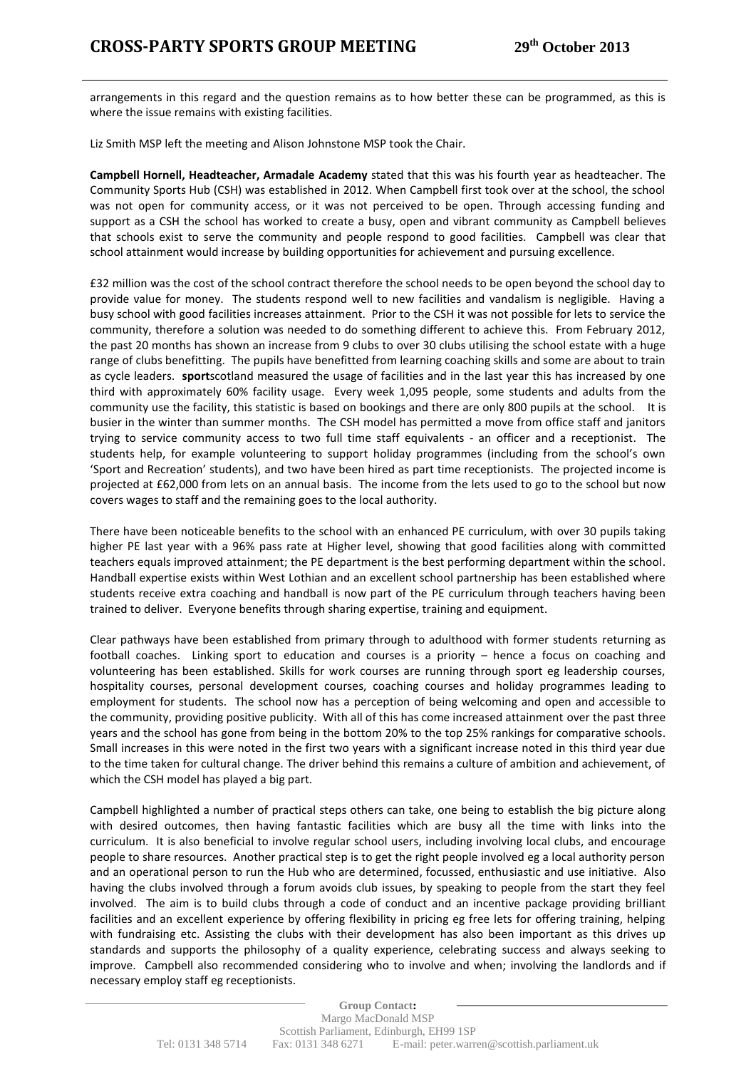arrangements in this regard and the question remains as to how better these can be programmed, as this is where the issue remains with existing facilities.

Liz Smith MSP left the meeting and Alison Johnstone MSP took the Chair.

**Campbell Hornell, Headteacher, Armadale Academy** stated that this was his fourth year as headteacher. The Community Sports Hub (CSH) was established in 2012. When Campbell first took over at the school, the school was not open for community access, or it was not perceived to be open. Through accessing funding and support as a CSH the school has worked to create a busy, open and vibrant community as Campbell believes that schools exist to serve the community and people respond to good facilities. Campbell was clear that school attainment would increase by building opportunities for achievement and pursuing excellence.

£32 million was the cost of the school contract therefore the school needs to be open beyond the school day to provide value for money. The students respond well to new facilities and vandalism is negligible. Having a busy school with good facilities increases attainment. Prior to the CSH it was not possible for lets to service the community, therefore a solution was needed to do something different to achieve this. From February 2012, the past 20 months has shown an increase from 9 clubs to over 30 clubs utilising the school estate with a huge range of clubs benefitting. The pupils have benefitted from learning coaching skills and some are about to train as cycle leaders. **sport**scotland measured the usage of facilities and in the last year this has increased by one third with approximately 60% facility usage. Every week 1,095 people, some students and adults from the community use the facility, this statistic is based on bookings and there are only 800 pupils at the school. It is busier in the winter than summer months. The CSH model has permitted a move from office staff and janitors trying to service community access to two full time staff equivalents - an officer and a receptionist. The students help, for example volunteering to support holiday programmes (including from the school's own 'Sport and Recreation' students), and two have been hired as part time receptionists. The projected income is projected at £62,000 from lets on an annual basis. The income from the lets used to go to the school but now covers wages to staff and the remaining goes to the local authority.

There have been noticeable benefits to the school with an enhanced PE curriculum, with over 30 pupils taking higher PE last year with a 96% pass rate at Higher level, showing that good facilities along with committed teachers equals improved attainment; the PE department is the best performing department within the school. Handball expertise exists within West Lothian and an excellent school partnership has been established where students receive extra coaching and handball is now part of the PE curriculum through teachers having been trained to deliver. Everyone benefits through sharing expertise, training and equipment.

Clear pathways have been established from primary through to adulthood with former students returning as football coaches. Linking sport to education and courses is a priority – hence a focus on coaching and volunteering has been established. Skills for work courses are running through sport eg leadership courses, hospitality courses, personal development courses, coaching courses and holiday programmes leading to employment for students. The school now has a perception of being welcoming and open and accessible to the community, providing positive publicity. With all of this has come increased attainment over the past three years and the school has gone from being in the bottom 20% to the top 25% rankings for comparative schools. Small increases in this were noted in the first two years with a significant increase noted in this third year due to the time taken for cultural change. The driver behind this remains a culture of ambition and achievement, of which the CSH model has played a big part.

Campbell highlighted a number of practical steps others can take, one being to establish the big picture along with desired outcomes, then having fantastic facilities which are busy all the time with links into the curriculum. It is also beneficial to involve regular school users, including involving local clubs, and encourage people to share resources. Another practical step is to get the right people involved eg a local authority person and an operational person to run the Hub who are determined, focussed, enthusiastic and use initiative. Also having the clubs involved through a forum avoids club issues, by speaking to people from the start they feel involved. The aim is to build clubs through a code of conduct and an incentive package providing brilliant facilities and an excellent experience by offering flexibility in pricing eg free lets for offering training, helping with fundraising etc. Assisting the clubs with their development has also been important as this drives up standards and supports the philosophy of a quality experience, celebrating success and always seeking to improve. Campbell also recommended considering who to involve and when; involving the landlords and if necessary employ staff eg receptionists.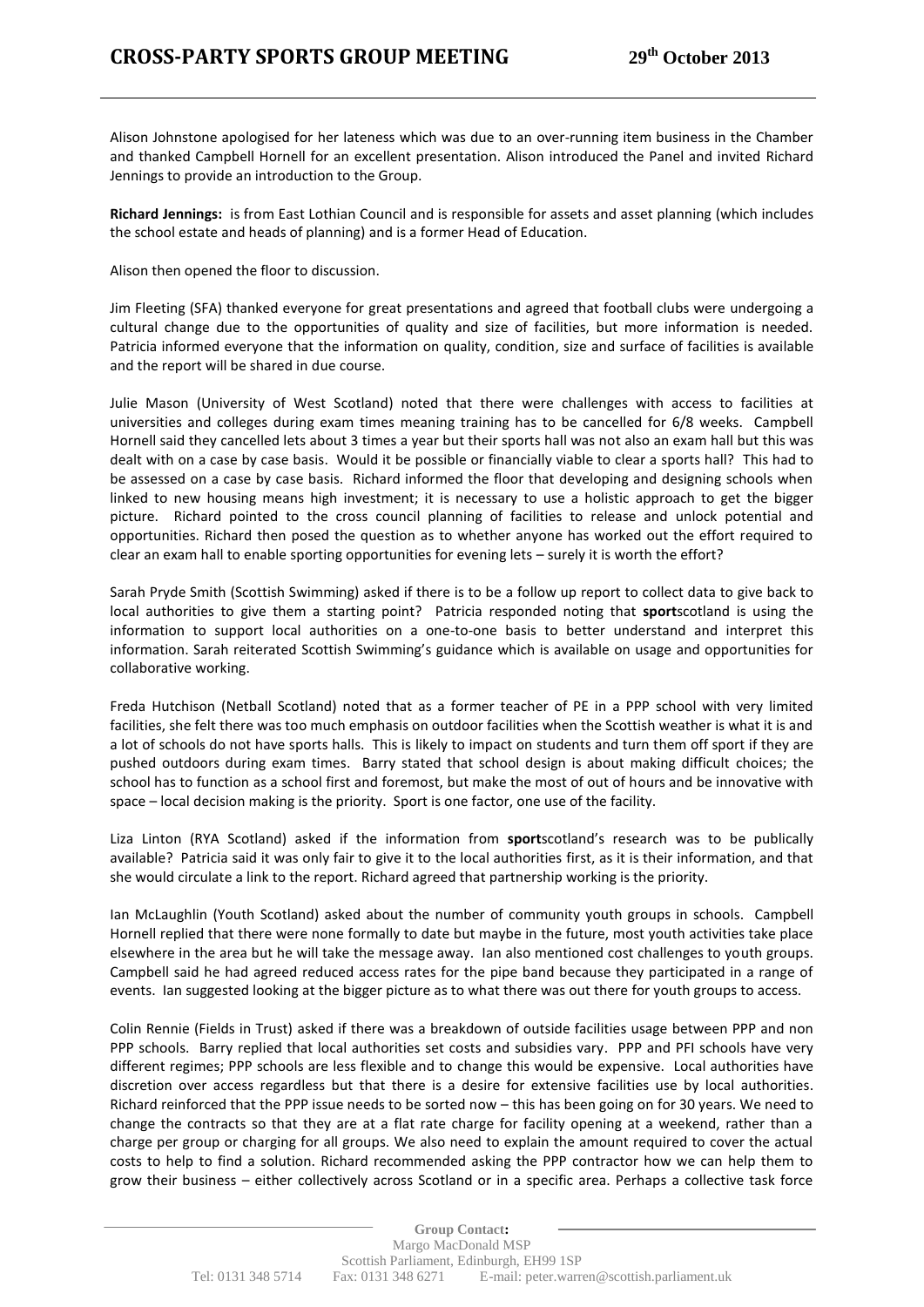Alison Johnstone apologised for her lateness which was due to an over-running item business in the Chamber and thanked Campbell Hornell for an excellent presentation. Alison introduced the Panel and invited Richard Jennings to provide an introduction to the Group.

**Richard Jennings:** is from East Lothian Council and is responsible for assets and asset planning (which includes the school estate and heads of planning) and is a former Head of Education.

Alison then opened the floor to discussion.

Jim Fleeting (SFA) thanked everyone for great presentations and agreed that football clubs were undergoing a cultural change due to the opportunities of quality and size of facilities, but more information is needed. Patricia informed everyone that the information on quality, condition, size and surface of facilities is available and the report will be shared in due course.

Julie Mason (University of West Scotland) noted that there were challenges with access to facilities at universities and colleges during exam times meaning training has to be cancelled for 6/8 weeks. Campbell Hornell said they cancelled lets about 3 times a year but their sports hall was not also an exam hall but this was dealt with on a case by case basis. Would it be possible or financially viable to clear a sports hall? This had to be assessed on a case by case basis. Richard informed the floor that developing and designing schools when linked to new housing means high investment; it is necessary to use a holistic approach to get the bigger picture. Richard pointed to the cross council planning of facilities to release and unlock potential and opportunities. Richard then posed the question as to whether anyone has worked out the effort required to clear an exam hall to enable sporting opportunities for evening lets – surely it is worth the effort?

Sarah Pryde Smith (Scottish Swimming) asked if there is to be a follow up report to collect data to give back to local authorities to give them a starting point? Patricia responded noting that **sport**scotland is using the information to support local authorities on a one-to-one basis to better understand and interpret this information. Sarah reiterated Scottish Swimming's guidance which is available on usage and opportunities for collaborative working.

Freda Hutchison (Netball Scotland) noted that as a former teacher of PE in a PPP school with very limited facilities, she felt there was too much emphasis on outdoor facilities when the Scottish weather is what it is and a lot of schools do not have sports halls. This is likely to impact on students and turn them off sport if they are pushed outdoors during exam times. Barry stated that school design is about making difficult choices; the school has to function as a school first and foremost, but make the most of out of hours and be innovative with space – local decision making is the priority. Sport is one factor, one use of the facility.

Liza Linton (RYA Scotland) asked if the information from **sport**scotland's research was to be publically available? Patricia said it was only fair to give it to the local authorities first, as it is their information, and that she would circulate a link to the report. Richard agreed that partnership working is the priority.

Ian McLaughlin (Youth Scotland) asked about the number of community youth groups in schools. Campbell Hornell replied that there were none formally to date but maybe in the future, most youth activities take place elsewhere in the area but he will take the message away. Ian also mentioned cost challenges to youth groups. Campbell said he had agreed reduced access rates for the pipe band because they participated in a range of events. Ian suggested looking at the bigger picture as to what there was out there for youth groups to access.

Colin Rennie (Fields in Trust) asked if there was a breakdown of outside facilities usage between PPP and non PPP schools. Barry replied that local authorities set costs and subsidies vary. PPP and PFI schools have very different regimes; PPP schools are less flexible and to change this would be expensive. Local authorities have discretion over access regardless but that there is a desire for extensive facilities use by local authorities. Richard reinforced that the PPP issue needs to be sorted now – this has been going on for 30 years. We need to change the contracts so that they are at a flat rate charge for facility opening at a weekend, rather than a charge per group or charging for all groups. We also need to explain the amount required to cover the actual costs to help to find a solution. Richard recommended asking the PPP contractor how we can help them to grow their business – either collectively across Scotland or in a specific area. Perhaps a collective task force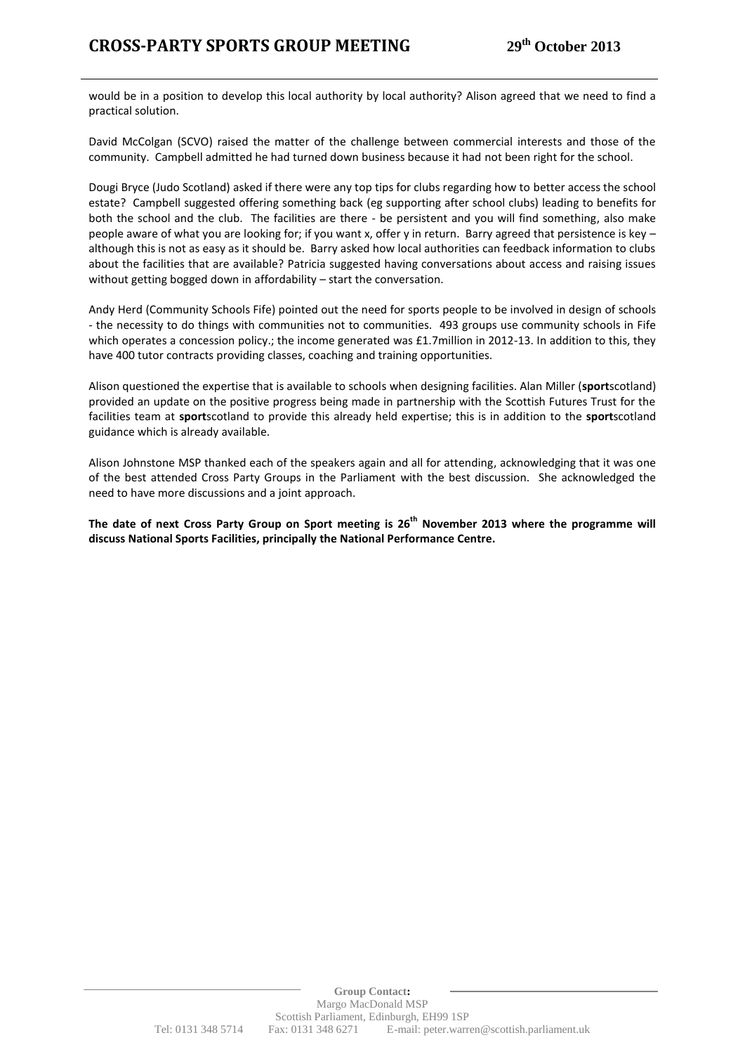would be in a position to develop this local authority by local authority? Alison agreed that we need to find a practical solution.

David McColgan (SCVO) raised the matter of the challenge between commercial interests and those of the community. Campbell admitted he had turned down business because it had not been right for the school.

Dougi Bryce (Judo Scotland) asked if there were any top tips for clubs regarding how to better access the school estate? Campbell suggested offering something back (eg supporting after school clubs) leading to benefits for both the school and the club. The facilities are there - be persistent and you will find something, also make people aware of what you are looking for; if you want x, offer y in return. Barry agreed that persistence is key – although this is not as easy as it should be. Barry asked how local authorities can feedback information to clubs about the facilities that are available? Patricia suggested having conversations about access and raising issues without getting bogged down in affordability – start the conversation.

Andy Herd (Community Schools Fife) pointed out the need for sports people to be involved in design of schools - the necessity to do things with communities not to communities. 493 groups use community schools in Fife which operates a concession policy.; the income generated was £1.7million in 2012-13. In addition to this, they have 400 tutor contracts providing classes, coaching and training opportunities.

Alison questioned the expertise that is available to schools when designing facilities. Alan Miller (**sport**scotland) provided an update on the positive progress being made in partnership with the Scottish Futures Trust for the facilities team at **sport**scotland to provide this already held expertise; this is in addition to the **sport**scotland guidance which is already available.

Alison Johnstone MSP thanked each of the speakers again and all for attending, acknowledging that it was one of the best attended Cross Party Groups in the Parliament with the best discussion. She acknowledged the need to have more discussions and a joint approach.

**The date of next Cross Party Group on Sport meeting is 26th November 2013 where the programme will discuss National Sports Facilities, principally the National Performance Centre.**

**Group Contact:**
Margo MacDonald MSP
Scottish Parliament, Edinburgh, EH99 1SP
Tel: 0131 348 5714 Fax: 0131 348 6271 E-mail: peter.warren@scottish.parliament.uk